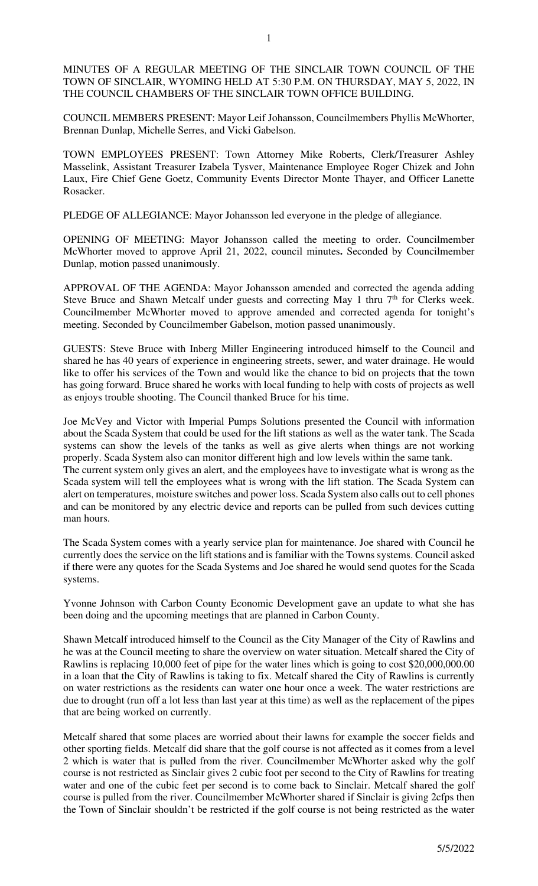MINUTES OF A REGULAR MEETING OF THE SINCLAIR TOWN COUNCIL OF THE TOWN OF SINCLAIR, WYOMING HELD AT 5:30 P.M. ON THURSDAY, MAY 5, 2022, IN THE COUNCIL CHAMBERS OF THE SINCLAIR TOWN OFFICE BUILDING.

COUNCIL MEMBERS PRESENT: Mayor Leif Johansson, Councilmembers Phyllis McWhorter, Brennan Dunlap, Michelle Serres, and Vicki Gabelson.

TOWN EMPLOYEES PRESENT: Town Attorney Mike Roberts, Clerk/Treasurer Ashley Masselink, Assistant Treasurer Izabela Tysver, Maintenance Employee Roger Chizek and John Laux, Fire Chief Gene Goetz, Community Events Director Monte Thayer, and Officer Lanette Rosacker.

PLEDGE OF ALLEGIANCE: Mayor Johansson led everyone in the pledge of allegiance.

OPENING OF MEETING: Mayor Johansson called the meeting to order. Councilmember McWhorter moved to approve April 21, 2022, council minutes**.** Seconded by Councilmember Dunlap, motion passed unanimously.

APPROVAL OF THE AGENDA: Mayor Johansson amended and corrected the agenda adding Steve Bruce and Shawn Metcalf under guests and correcting May 1 thru 7th for Clerks week. Councilmember McWhorter moved to approve amended and corrected agenda for tonight's meeting. Seconded by Councilmember Gabelson, motion passed unanimously.

GUESTS: Steve Bruce with Inberg Miller Engineering introduced himself to the Council and shared he has 40 years of experience in engineering streets, sewer, and water drainage. He would like to offer his services of the Town and would like the chance to bid on projects that the town has going forward. Bruce shared he works with local funding to help with costs of projects as well as enjoys trouble shooting. The Council thanked Bruce for his time.

Joe McVey and Victor with Imperial Pumps Solutions presented the Council with information about the Scada System that could be used for the lift stations as well as the water tank. The Scada systems can show the levels of the tanks as well as give alerts when things are not working properly. Scada System also can monitor different high and low levels within the same tank.
The current system only gives an alert, and the employees have to investigate what is wrong as the Scada system will tell the employees what is wrong with the lift station. The Scada System can alert on temperatures, moisture switches and power loss. Scada System also calls out to cell phones and can be monitored by any electric device and reports can be pulled from such devices cutting man hours.

The Scada System comes with a yearly service plan for maintenance. Joe shared with Council he currently does the service on the lift stations and is familiar with the Towns systems. Council asked if there were any quotes for the Scada Systems and Joe shared he would send quotes for the Scada systems.

Yvonne Johnson with Carbon County Economic Development gave an update to what she has been doing and the upcoming meetings that are planned in Carbon County.

Shawn Metcalf introduced himself to the Council as the City Manager of the City of Rawlins and he was at the Council meeting to share the overview on water situation. Metcalf shared the City of Rawlins is replacing 10,000 feet of pipe for the water lines which is going to cost $20,000,000.00 in a loan that the City of Rawlins is taking to fix. Metcalf shared the City of Rawlins is currently on water restrictions as the residents can water one hour once a week. The water restrictions are due to drought (run off a lot less than last year at this time) as well as the replacement of the pipes that are being worked on currently.

Metcalf shared that some places are worried about their lawns for example the soccer fields and other sporting fields. Metcalf did share that the golf course is not affected as it comes from a level 2 which is water that is pulled from the river. Councilmember McWhorter asked why the golf course is not restricted as Sinclair gives 2 cubic foot per second to the City of Rawlins for treating water and one of the cubic feet per second is to come back to Sinclair. Metcalf shared the golf course is pulled from the river. Councilmember McWhorter shared if Sinclair is giving 2cfps then the Town of Sinclair shouldn't be restricted if the golf course is not being restricted as the water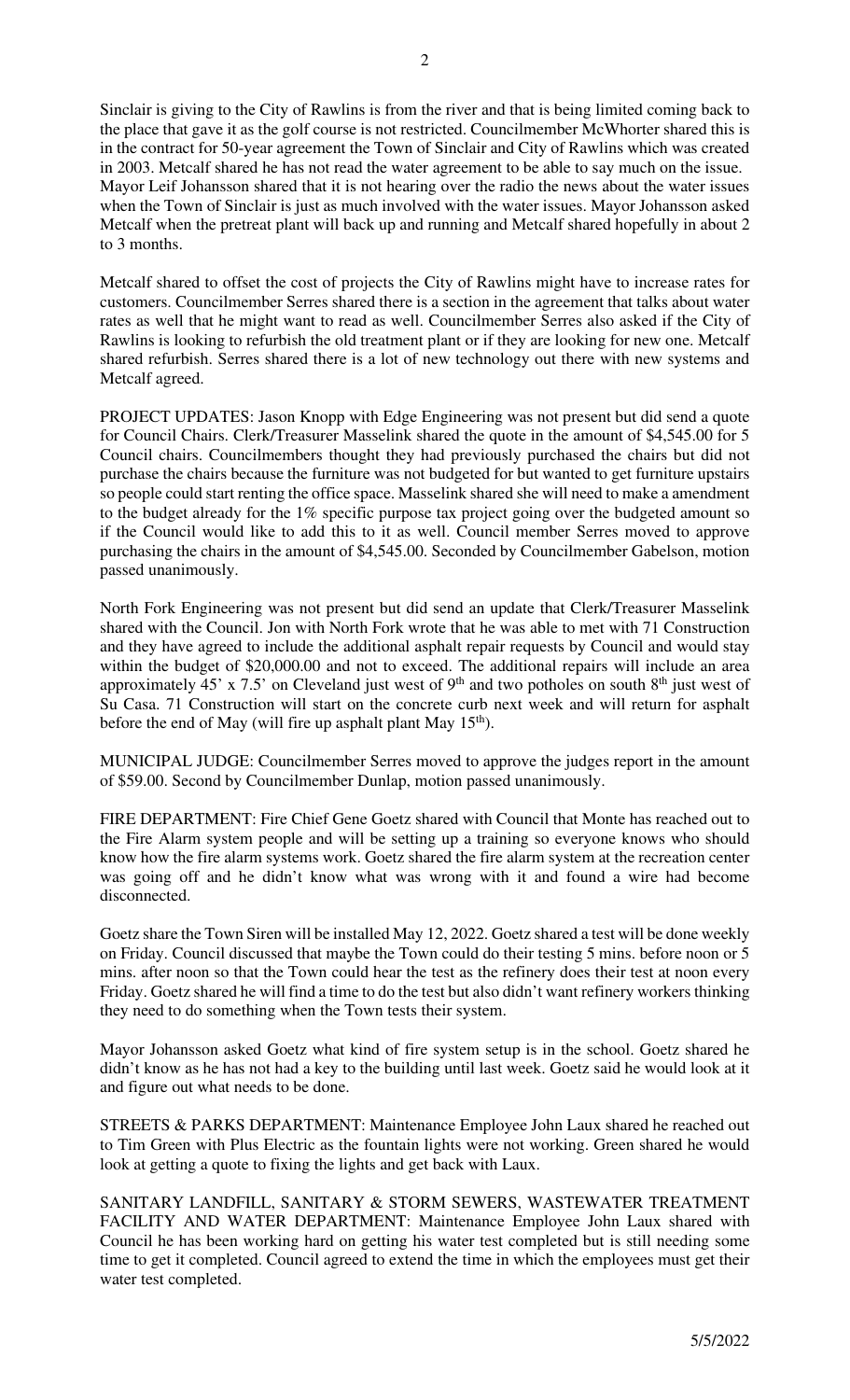Sinclair is giving to the City of Rawlins is from the river and that is being limited coming back to the place that gave it as the golf course is not restricted. Councilmember McWhorter shared this is in the contract for 50-year agreement the Town of Sinclair and City of Rawlins which was created in 2003. Metcalf shared he has not read the water agreement to be able to say much on the issue. Mayor Leif Johansson shared that it is not hearing over the radio the news about the water issues when the Town of Sinclair is just as much involved with the water issues. Mayor Johansson asked Metcalf when the pretreat plant will back up and running and Metcalf shared hopefully in about 2 to 3 months.

Metcalf shared to offset the cost of projects the City of Rawlins might have to increase rates for customers. Councilmember Serres shared there is a section in the agreement that talks about water rates as well that he might want to read as well. Councilmember Serres also asked if the City of Rawlins is looking to refurbish the old treatment plant or if they are looking for new one. Metcalf shared refurbish. Serres shared there is a lot of new technology out there with new systems and Metcalf agreed.

PROJECT UPDATES: Jason Knopp with Edge Engineering was not present but did send a quote for Council Chairs. Clerk/Treasurer Masselink shared the quote in the amount of $4,545.00 for 5 Council chairs. Councilmembers thought they had previously purchased the chairs but did not purchase the chairs because the furniture was not budgeted for but wanted to get furniture upstairs so people could start renting the office space. Masselink shared she will need to make a amendment to the budget already for the 1% specific purpose tax project going over the budgeted amount so if the Council would like to add this to it as well. Council member Serres moved to approve purchasing the chairs in the amount of $4,545.00. Seconded by Councilmember Gabelson, motion passed unanimously.

North Fork Engineering was not present but did send an update that Clerk/Treasurer Masselink shared with the Council. Jon with North Fork wrote that he was able to met with 71 Construction and they have agreed to include the additional asphalt repair requests by Council and would stay within the budget of $20,000.00 and not to exceed. The additional repairs will include an area approximately 45' x 7.5' on Cleveland just west of 9th and two potholes on south 8th just west of Su Casa. 71 Construction will start on the concrete curb next week and will return for asphalt before the end of May (will fire up asphalt plant May 15th).

MUNICIPAL JUDGE: Councilmember Serres moved to approve the judges report in the amount of $59.00. Second by Councilmember Dunlap, motion passed unanimously.

FIRE DEPARTMENT: Fire Chief Gene Goetz shared with Council that Monte has reached out to the Fire Alarm system people and will be setting up a training so everyone knows who should know how the fire alarm systems work. Goetz shared the fire alarm system at the recreation center was going off and he didn't know what was wrong with it and found a wire had become disconnected.

Goetz share the Town Siren will be installed May 12, 2022. Goetz shared a test will be done weekly on Friday. Council discussed that maybe the Town could do their testing 5 mins. before noon or 5 mins. after noon so that the Town could hear the test as the refinery does their test at noon every Friday. Goetz shared he will find a time to do the test but also didn't want refinery workers thinking they need to do something when the Town tests their system.

Mayor Johansson asked Goetz what kind of fire system setup is in the school. Goetz shared he didn't know as he has not had a key to the building until last week. Goetz said he would look at it and figure out what needs to be done.

STREETS & PARKS DEPARTMENT: Maintenance Employee John Laux shared he reached out to Tim Green with Plus Electric as the fountain lights were not working. Green shared he would look at getting a quote to fixing the lights and get back with Laux.

SANITARY LANDFILL, SANITARY & STORM SEWERS, WASTEWATER TREATMENT FACILITY AND WATER DEPARTMENT: Maintenance Employee John Laux shared with Council he has been working hard on getting his water test completed but is still needing some time to get it completed. Council agreed to extend the time in which the employees must get their water test completed.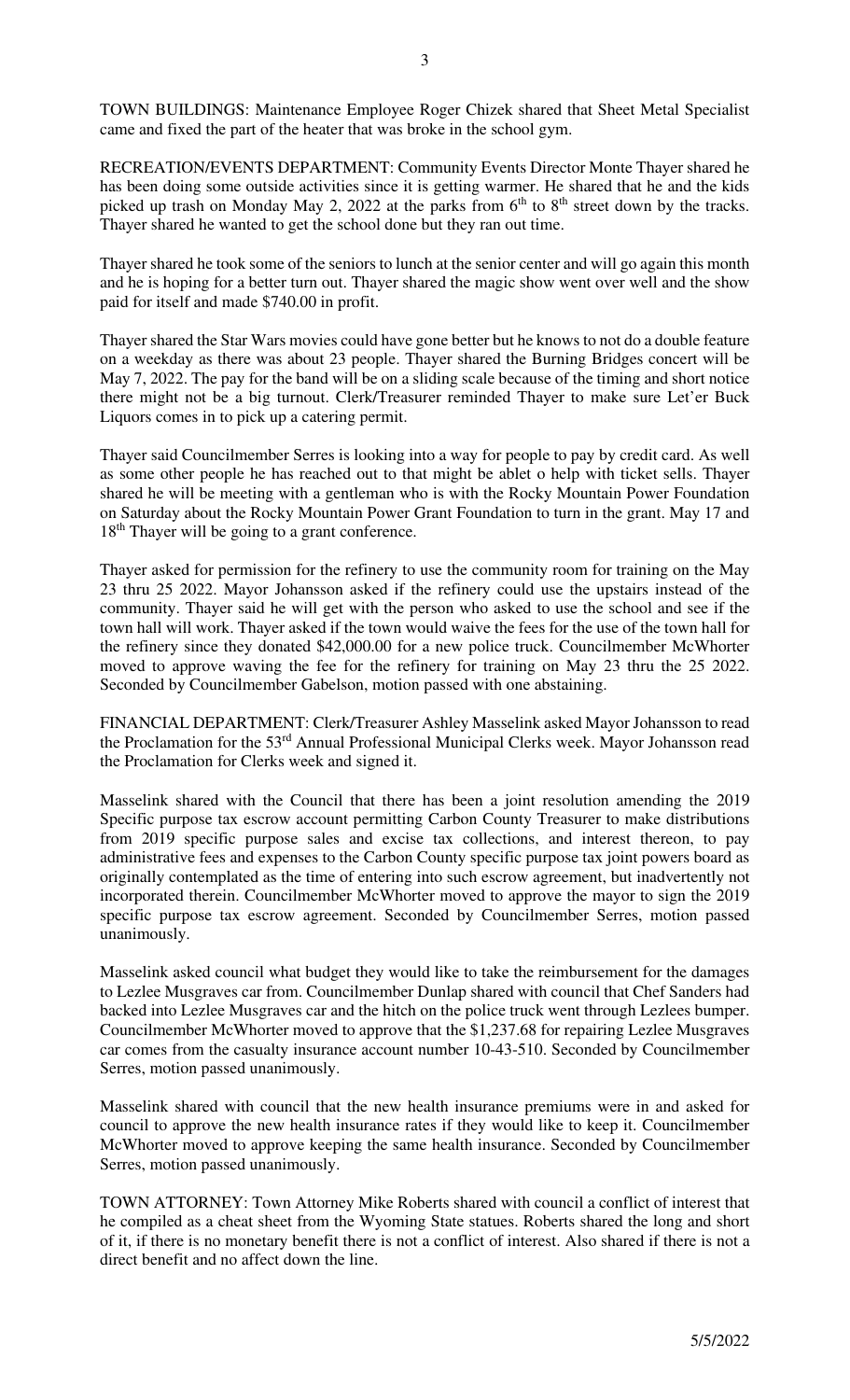TOWN BUILDINGS: Maintenance Employee Roger Chizek shared that Sheet Metal Specialist came and fixed the part of the heater that was broke in the school gym.

RECREATION/EVENTS DEPARTMENT: Community Events Director Monte Thayer shared he has been doing some outside activities since it is getting warmer. He shared that he and the kids picked up trash on Monday May 2, 2022 at the parks from 6th to 8th street down by the tracks. Thayer shared he wanted to get the school done but they ran out time.

Thayer shared he took some of the seniors to lunch at the senior center and will go again this month and he is hoping for a better turn out. Thayer shared the magic show went over well and the show paid for itself and made $740.00 in profit.

Thayer shared the Star Wars movies could have gone better but he knows to not do a double feature on a weekday as there was about 23 people. Thayer shared the Burning Bridges concert will be May 7, 2022. The pay for the band will be on a sliding scale because of the timing and short notice there might not be a big turnout. Clerk/Treasurer reminded Thayer to make sure Let'er Buck Liquors comes in to pick up a catering permit.

Thayer said Councilmember Serres is looking into a way for people to pay by credit card. As well as some other people he has reached out to that might be ablet o help with ticket sells. Thayer shared he will be meeting with a gentleman who is with the Rocky Mountain Power Foundation on Saturday about the Rocky Mountain Power Grant Foundation to turn in the grant. May 17 and 18th Thayer will be going to a grant conference.

Thayer asked for permission for the refinery to use the community room for training on the May 23 thru 25 2022. Mayor Johansson asked if the refinery could use the upstairs instead of the community. Thayer said he will get with the person who asked to use the school and see if the town hall will work. Thayer asked if the town would waive the fees for the use of the town hall for the refinery since they donated $42,000.00 for a new police truck. Councilmember McWhorter moved to approve waving the fee for the refinery for training on May 23 thru the 25 2022. Seconded by Councilmember Gabelson, motion passed with one abstaining.

FINANCIAL DEPARTMENT: Clerk/Treasurer Ashley Masselink asked Mayor Johansson to read the Proclamation for the 53rd Annual Professional Municipal Clerks week. Mayor Johansson read the Proclamation for Clerks week and signed it.

Masselink shared with the Council that there has been a joint resolution amending the 2019 Specific purpose tax escrow account permitting Carbon County Treasurer to make distributions from 2019 specific purpose sales and excise tax collections, and interest thereon, to pay administrative fees and expenses to the Carbon County specific purpose tax joint powers board as originally contemplated as the time of entering into such escrow agreement, but inadvertently not incorporated therein. Councilmember McWhorter moved to approve the mayor to sign the 2019 specific purpose tax escrow agreement. Seconded by Councilmember Serres, motion passed unanimously.

Masselink asked council what budget they would like to take the reimbursement for the damages to Lezlee Musgraves car from. Councilmember Dunlap shared with council that Chef Sanders had backed into Lezlee Musgraves car and the hitch on the police truck went through Lezlees bumper. Councilmember McWhorter moved to approve that the $1,237.68 for repairing Lezlee Musgraves car comes from the casualty insurance account number 10-43-510. Seconded by Councilmember Serres, motion passed unanimously.

Masselink shared with council that the new health insurance premiums were in and asked for council to approve the new health insurance rates if they would like to keep it. Councilmember McWhorter moved to approve keeping the same health insurance. Seconded by Councilmember Serres, motion passed unanimously.

TOWN ATTORNEY: Town Attorney Mike Roberts shared with council a conflict of interest that he compiled as a cheat sheet from the Wyoming State statues. Roberts shared the long and short of it, if there is no monetary benefit there is not a conflict of interest. Also shared if there is not a direct benefit and no affect down the line.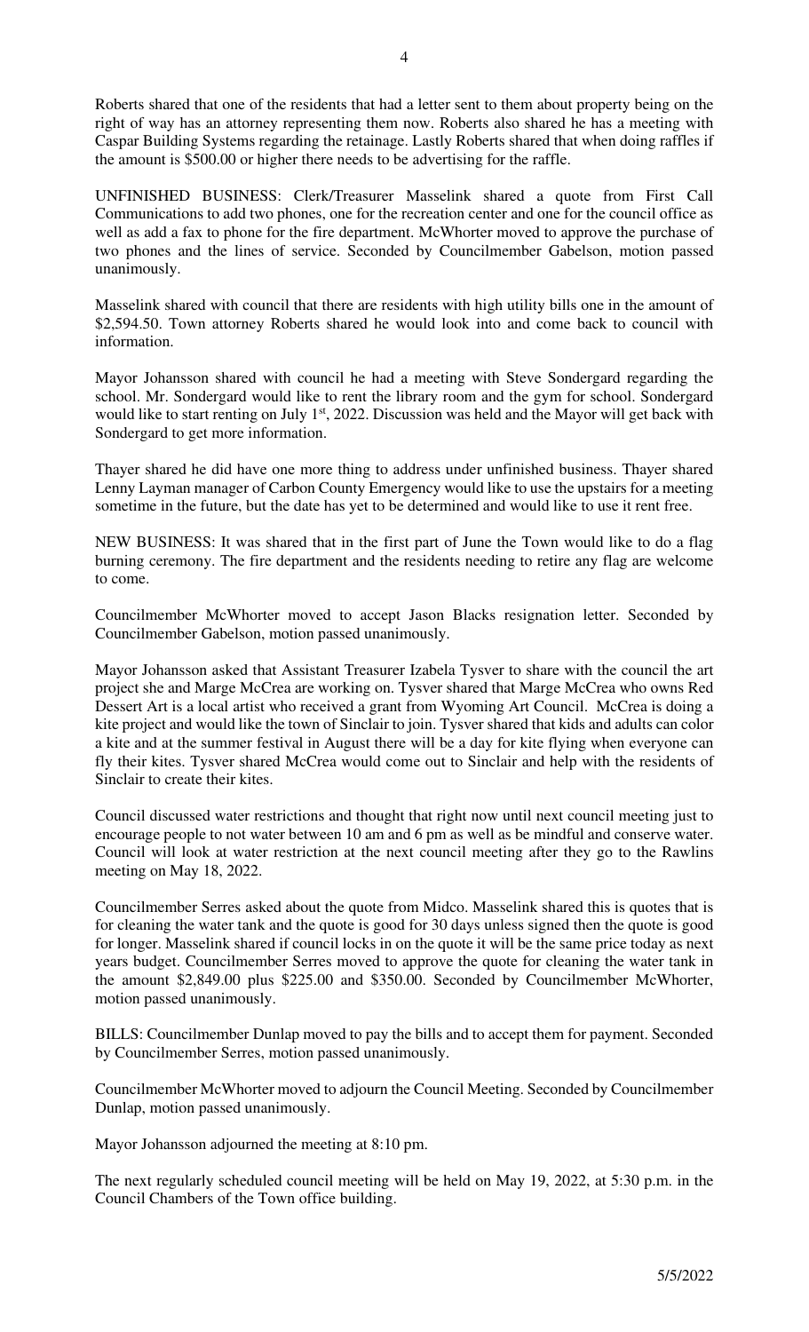Roberts shared that one of the residents that had a letter sent to them about property being on the right of way has an attorney representing them now. Roberts also shared he has a meeting with Caspar Building Systems regarding the retainage. Lastly Roberts shared that when doing raffles if the amount is $500.00 or higher there needs to be advertising for the raffle.

UNFINISHED BUSINESS: Clerk/Treasurer Masselink shared a quote from First Call Communications to add two phones, one for the recreation center and one for the council office as well as add a fax to phone for the fire department. McWhorter moved to approve the purchase of two phones and the lines of service. Seconded by Councilmember Gabelson, motion passed unanimously.

Masselink shared with council that there are residents with high utility bills one in the amount of $2,594.50. Town attorney Roberts shared he would look into and come back to council with information.

Mayor Johansson shared with council he had a meeting with Steve Sondergard regarding the school. Mr. Sondergard would like to rent the library room and the gym for school. Sondergard would like to start renting on July 1st, 2022. Discussion was held and the Mayor will get back with Sondergard to get more information.

Thayer shared he did have one more thing to address under unfinished business. Thayer shared Lenny Layman manager of Carbon County Emergency would like to use the upstairs for a meeting sometime in the future, but the date has yet to be determined and would like to use it rent free.

NEW BUSINESS: It was shared that in the first part of June the Town would like to do a flag burning ceremony. The fire department and the residents needing to retire any flag are welcome to come.

Councilmember McWhorter moved to accept Jason Blacks resignation letter. Seconded by Councilmember Gabelson, motion passed unanimously.

Mayor Johansson asked that Assistant Treasurer Izabela Tysver to share with the council the art project she and Marge McCrea are working on. Tysver shared that Marge McCrea who owns Red Dessert Art is a local artist who received a grant from Wyoming Art Council. McCrea is doing a kite project and would like the town of Sinclair to join. Tysver shared that kids and adults can color a kite and at the summer festival in August there will be a day for kite flying when everyone can fly their kites. Tysver shared McCrea would come out to Sinclair and help with the residents of Sinclair to create their kites.

Council discussed water restrictions and thought that right now until next council meeting just to encourage people to not water between 10 am and 6 pm as well as be mindful and conserve water. Council will look at water restriction at the next council meeting after they go to the Rawlins meeting on May 18, 2022.

Councilmember Serres asked about the quote from Midco. Masselink shared this is quotes that is for cleaning the water tank and the quote is good for 30 days unless signed then the quote is good for longer. Masselink shared if council locks in on the quote it will be the same price today as next years budget. Councilmember Serres moved to approve the quote for cleaning the water tank in the amount $2,849.00 plus $225.00 and $350.00. Seconded by Councilmember McWhorter, motion passed unanimously.

BILLS: Councilmember Dunlap moved to pay the bills and to accept them for payment. Seconded by Councilmember Serres, motion passed unanimously.

Councilmember McWhorter moved to adjourn the Council Meeting. Seconded by Councilmember Dunlap, motion passed unanimously.

Mayor Johansson adjourned the meeting at 8:10 pm.

The next regularly scheduled council meeting will be held on May 19, 2022, at 5:30 p.m. in the Council Chambers of the Town office building.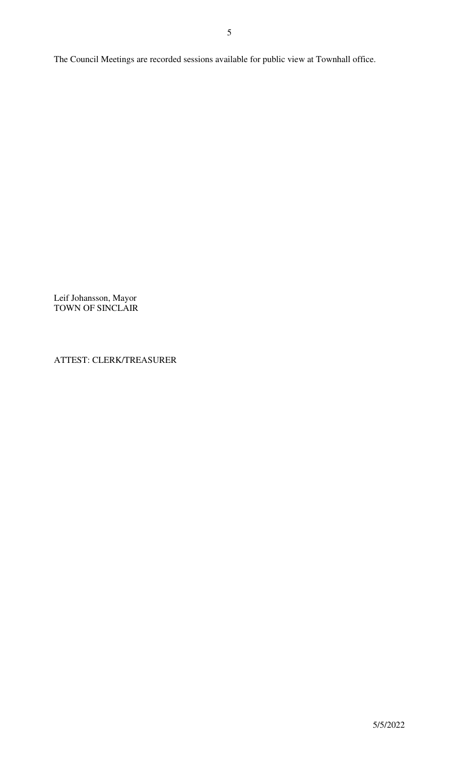The Council Meetings are recorded sessions available for public view at Townhall office.

Leif Johansson, Mayor
TOWN OF SINCLAIR

ATTEST: CLERK/TREASURER

5/5/2022